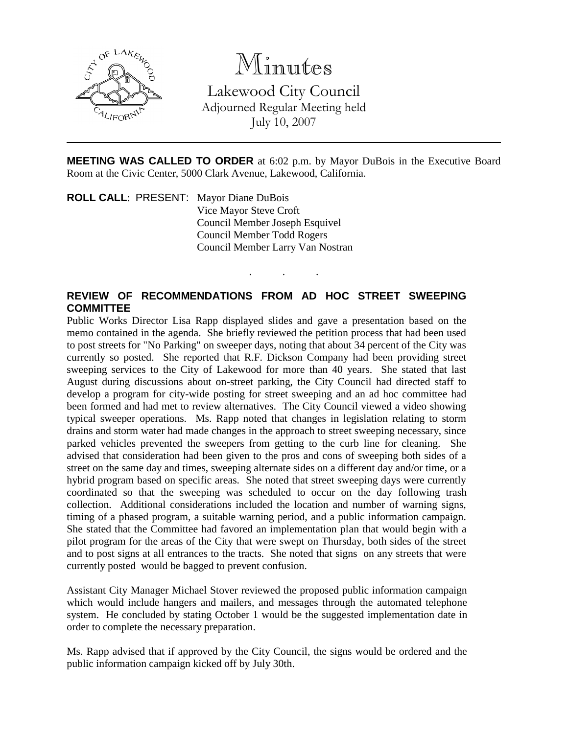# Minutes

Lakewood City Council
Adjourned Regular Meeting held
July 10, 2007

---

**MEETING WAS CALLED TO ORDER** at 6:02 p.m. by Mayor DuBois in the Executive Board Room at the Civic Center, 5000 Clark Avenue, Lakewood, California.

**ROLL CALL**: PRESENT: Mayor Diane DuBois
Vice Mayor Steve Croft
Council Member Joseph Esquivel
Council Member Todd Rogers
Council Member Larry Van Nostran

. . .

## REVIEW OF RECOMMENDATIONS FROM AD HOC STREET SWEEPING COMMITTEE

Public Works Director Lisa Rapp displayed slides and gave a presentation based on the memo contained in the agenda. She briefly reviewed the petition process that had been used to post streets for "No Parking" on sweeper days, noting that about 34 percent of the City was currently so posted. She reported that R.F. Dickson Company had been providing street sweeping services to the City of Lakewood for more than 40 years. She stated that last August during discussions about on-street parking, the City Council had directed staff to develop a program for city-wide posting for street sweeping and an ad hoc committee had been formed and had met to review alternatives. The City Council viewed a video showing typical sweeper operations. Ms. Rapp noted that changes in legislation relating to storm drains and storm water had made changes in the approach to street sweeping necessary, since parked vehicles prevented the sweepers from getting to the curb line for cleaning. She advised that consideration had been given to the pros and cons of sweeping both sides of a street on the same day and times, sweeping alternate sides on a different day and/or time, or a hybrid program based on specific areas. She noted that street sweeping days were currently coordinated so that the sweeping was scheduled to occur on the day following trash collection. Additional considerations included the location and number of warning signs, timing of a phased program, a suitable warning period, and a public information campaign. She stated that the Committee had favored an implementation plan that would begin with a pilot program for the areas of the City that were swept on Thursday, both sides of the street and to post signs at all entrances to the tracts. She noted that signs on any streets that were currently posted would be bagged to prevent confusion.

Assistant City Manager Michael Stover reviewed the proposed public information campaign which would include hangers and mailers, and messages through the automated telephone system. He concluded by stating October 1 would be the suggested implementation date in order to complete the necessary preparation.

Ms. Rapp advised that if approved by the City Council, the signs would be ordered and the public information campaign kicked off by July 30th.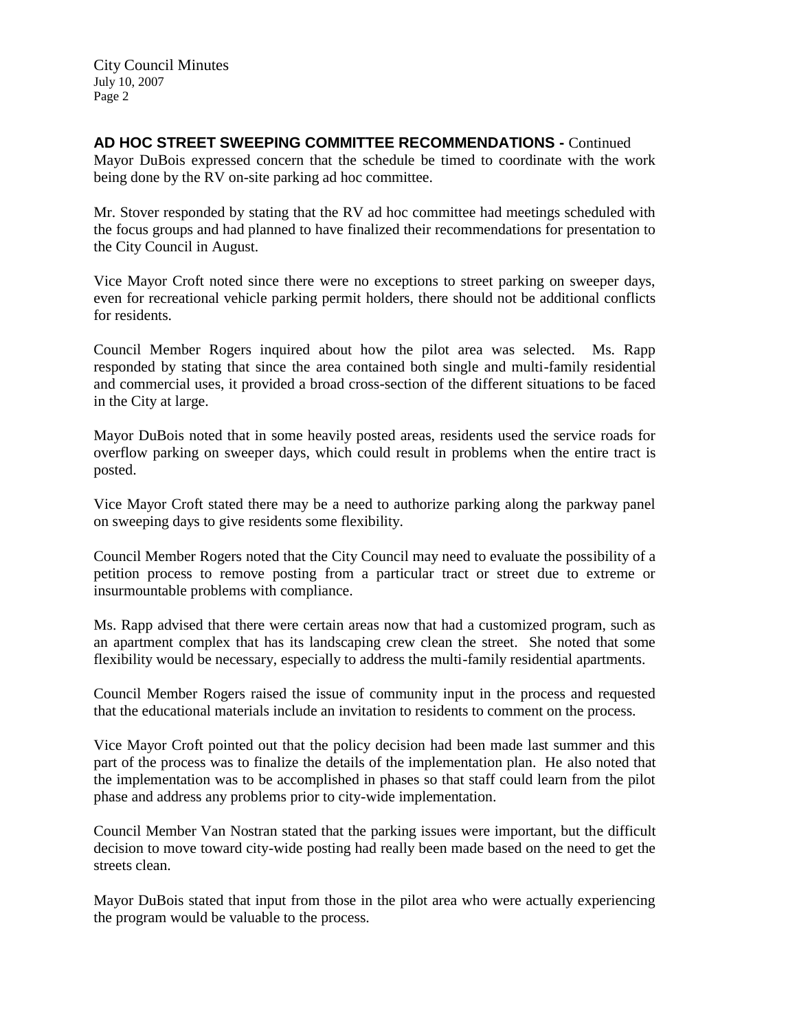**AD HOC STREET SWEEPING COMMITTEE RECOMMENDATIONS -** Continued

Mayor DuBois expressed concern that the schedule be timed to coordinate with the work being done by the RV on-site parking ad hoc committee.

Mr. Stover responded by stating that the RV ad hoc committee had meetings scheduled with the focus groups and had planned to have finalized their recommendations for presentation to the City Council in August.

Vice Mayor Croft noted since there were no exceptions to street parking on sweeper days, even for recreational vehicle parking permit holders, there should not be additional conflicts for residents.

Council Member Rogers inquired about how the pilot area was selected. Ms. Rapp responded by stating that since the area contained both single and multi-family residential and commercial uses, it provided a broad cross-section of the different situations to be faced in the City at large.

Mayor DuBois noted that in some heavily posted areas, residents used the service roads for overflow parking on sweeper days, which could result in problems when the entire tract is posted.

Vice Mayor Croft stated there may be a need to authorize parking along the parkway panel on sweeping days to give residents some flexibility.

Council Member Rogers noted that the City Council may need to evaluate the possibility of a petition process to remove posting from a particular tract or street due to extreme or insurmountable problems with compliance.

Ms. Rapp advised that there were certain areas now that had a customized program, such as an apartment complex that has its landscaping crew clean the street. She noted that some flexibility would be necessary, especially to address the multi-family residential apartments.

Council Member Rogers raised the issue of community input in the process and requested that the educational materials include an invitation to residents to comment on the process.

Vice Mayor Croft pointed out that the policy decision had been made last summer and this part of the process was to finalize the details of the implementation plan. He also noted that the implementation was to be accomplished in phases so that staff could learn from the pilot phase and address any problems prior to city-wide implementation.

Council Member Van Nostran stated that the parking issues were important, but the difficult decision to move toward city-wide posting had really been made based on the need to get the streets clean.

Mayor DuBois stated that input from those in the pilot area who were actually experiencing the program would be valuable to the process.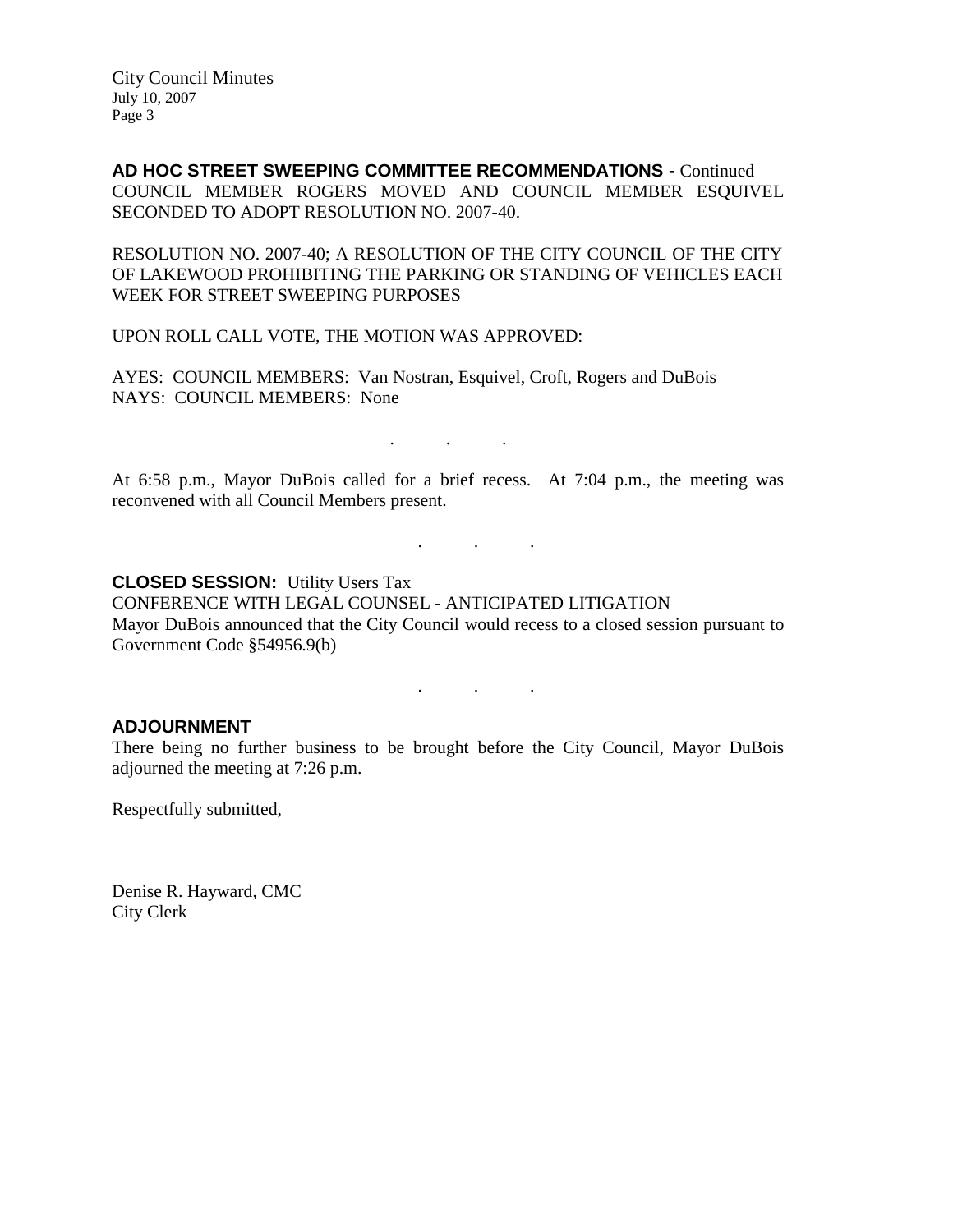**AD HOC STREET SWEEPING COMMITTEE RECOMMENDATIONS -** Continued
COUNCIL MEMBER ROGERS MOVED AND COUNCIL MEMBER ESQUIVEL SECONDED TO ADOPT RESOLUTION NO. 2007-40.

RESOLUTION NO. 2007-40; A RESOLUTION OF THE CITY COUNCIL OF THE CITY OF LAKEWOOD PROHIBITING THE PARKING OR STANDING OF VEHICLES EACH WEEK FOR STREET SWEEPING PURPOSES

UPON ROLL CALL VOTE, THE MOTION WAS APPROVED:

AYES: COUNCIL MEMBERS: Van Nostran, Esquivel, Croft, Rogers and DuBois
NAYS: COUNCIL MEMBERS: None

. . .

At 6:58 p.m., Mayor DuBois called for a brief recess. At 7:04 p.m., the meeting was reconvened with all Council Members present.

. . .

**CLOSED SESSION:** Utility Users Tax
CONFERENCE WITH LEGAL COUNSEL - ANTICIPATED LITIGATION
Mayor DuBois announced that the City Council would recess to a closed session pursuant to Government Code §54956.9(b)

. . .

**ADJOURNMENT**
There being no further business to be brought before the City Council, Mayor DuBois adjourned the meeting at 7:26 p.m.

Respectfully submitted,

Denise R. Hayward, CMC
City Clerk